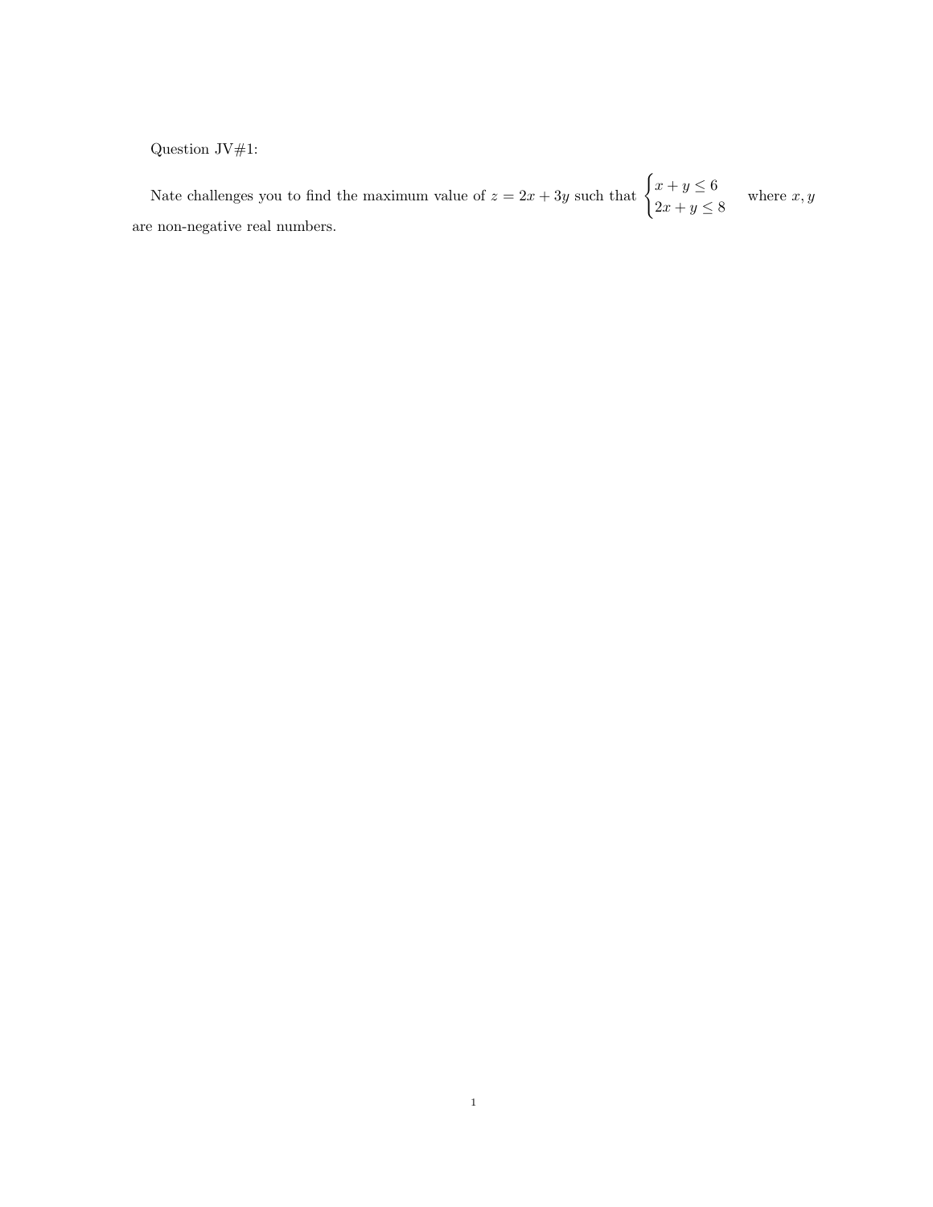Question JV#1:

Nate challenges you to find the maximum value of $z = 2x + 3y$ such that $\begin{cases} x + y \leq 6 \\ 2x + y \leq 8 \end{cases}$ where $x, y$ are non-negative real numbers.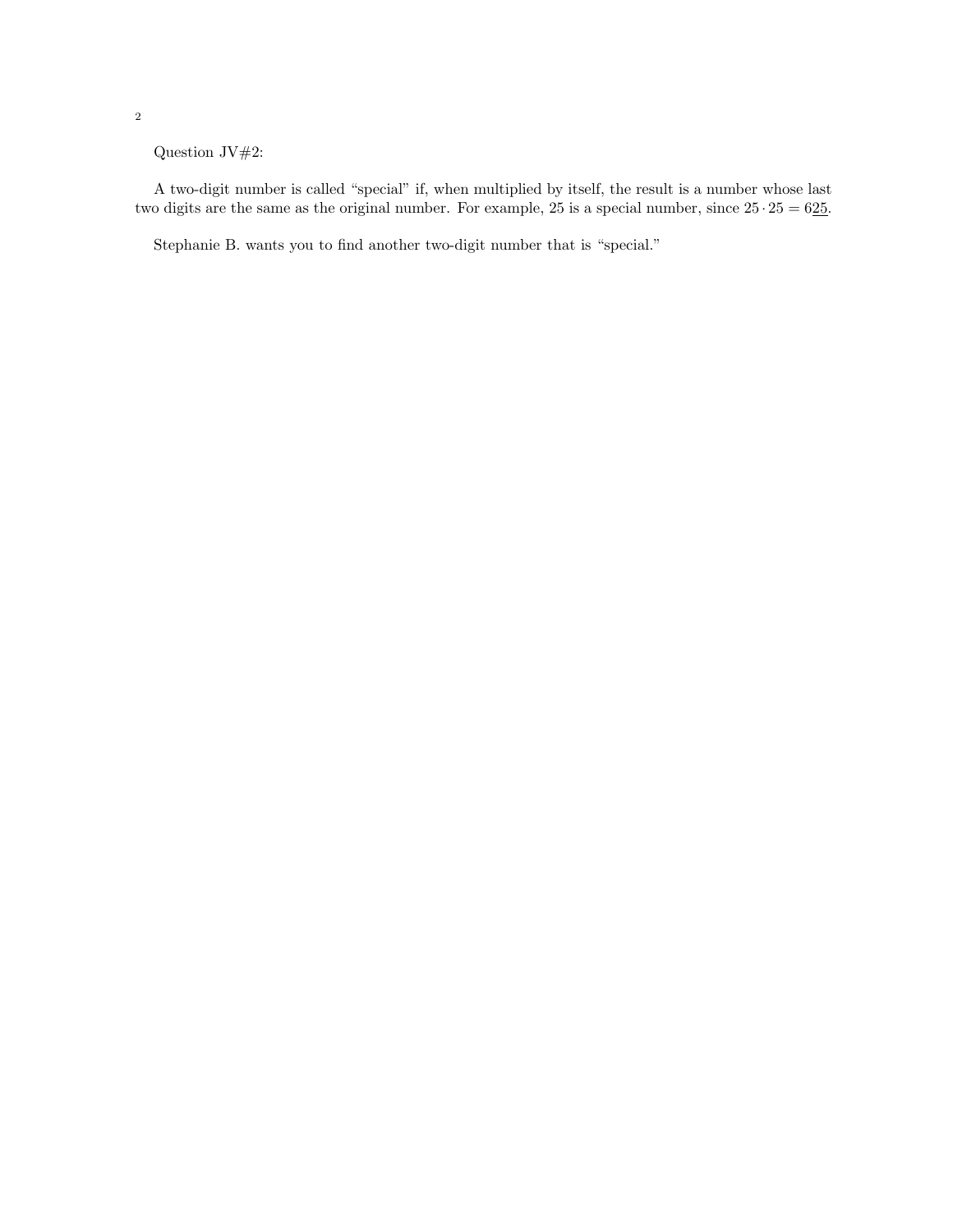Question JV#2:

A two-digit number is called "special" if, when multiplied by itself, the result is a number whose last two digits are the same as the original number. For example, 25 is a special number, since $25 \cdot 25 = 6\underline{25}$.

Stephanie B. wants you to find another two-digit number that is "special."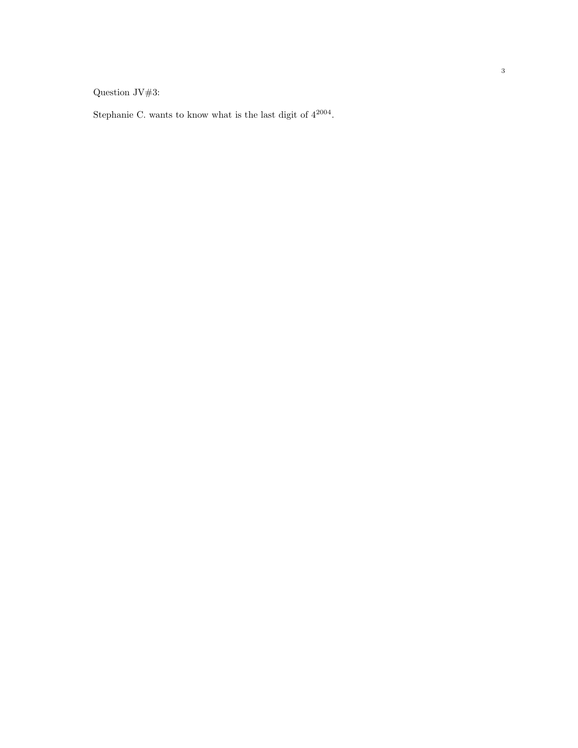Question JV#3:

Stephanie C. wants to know what is the last digit of $4^{2004}$.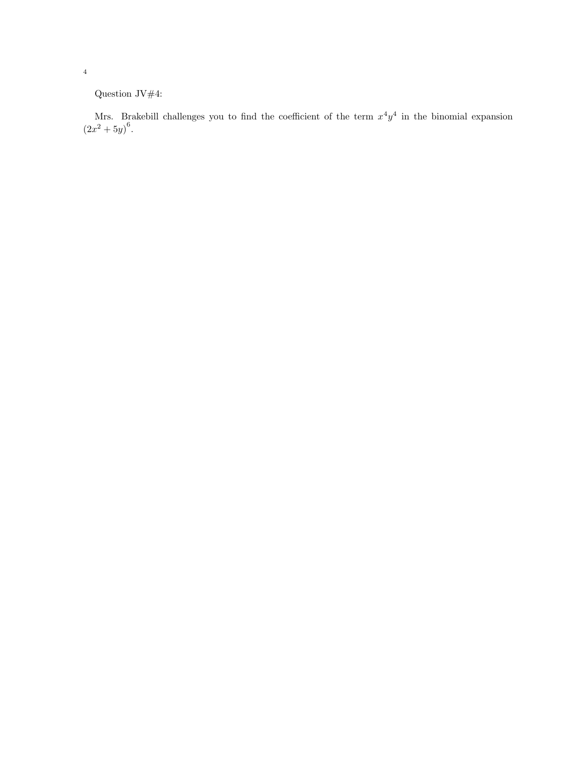Question JV#4:

Mrs. Brakebill challenges you to find the coefficient of the term $x^4y^4$ in the binomial expansion $(2x^2 + 5y)^6$.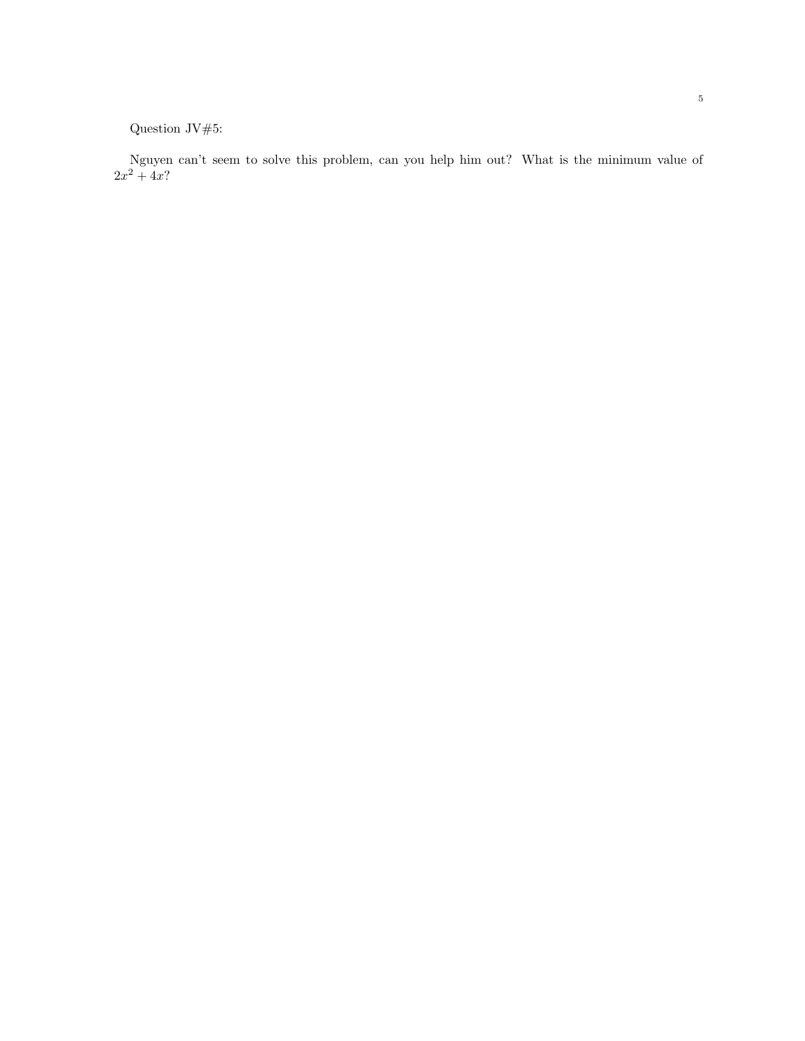Question JV#5:

Nguyen can't seem to solve this problem, can you help him out? What is the minimum value of $2x^2 + 4x$?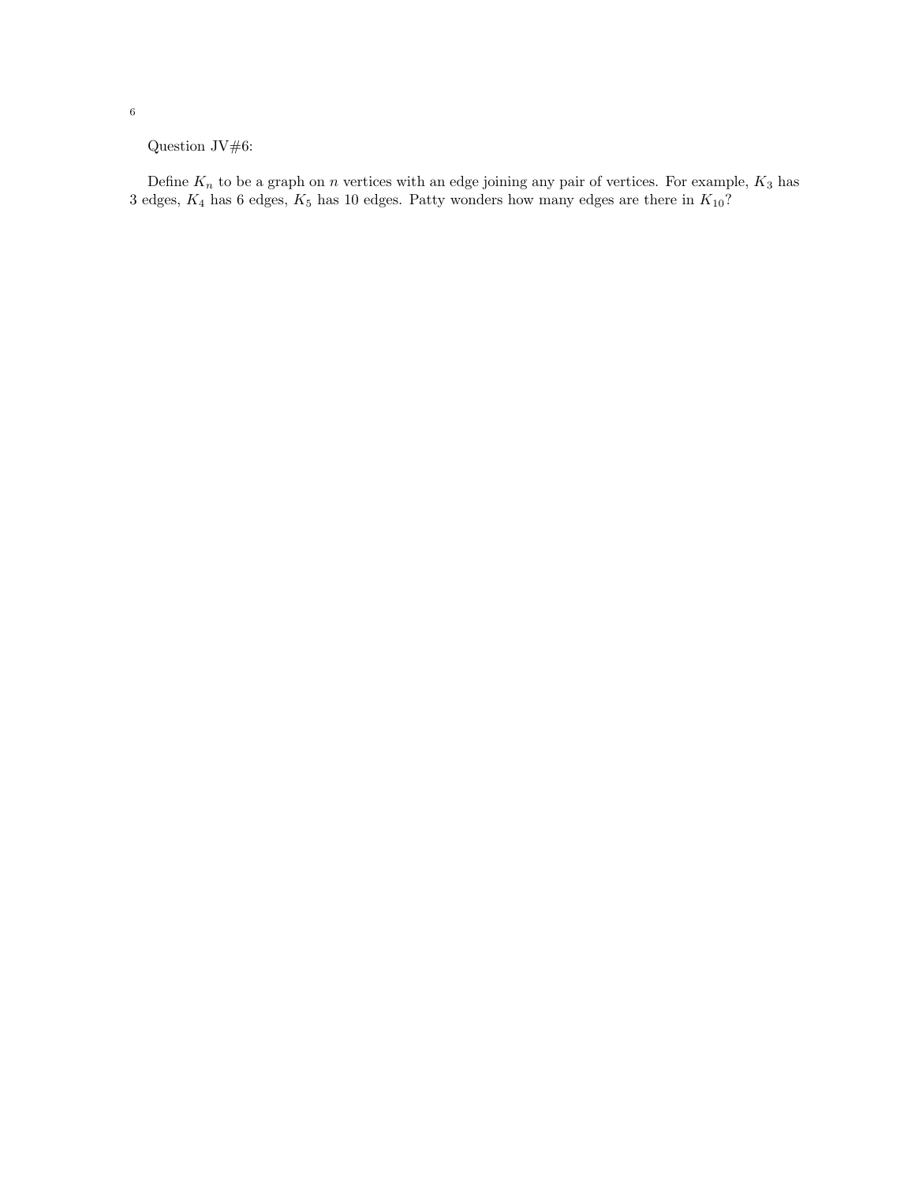Question JV#6:

Define $K_n$ to be a graph on $n$ vertices with an edge joining any pair of vertices. For example, $K_3$ has 3 edges, $K_4$ has 6 edges, $K_5$ has 10 edges. Patty wonders how many edges are there in $K_{10}$?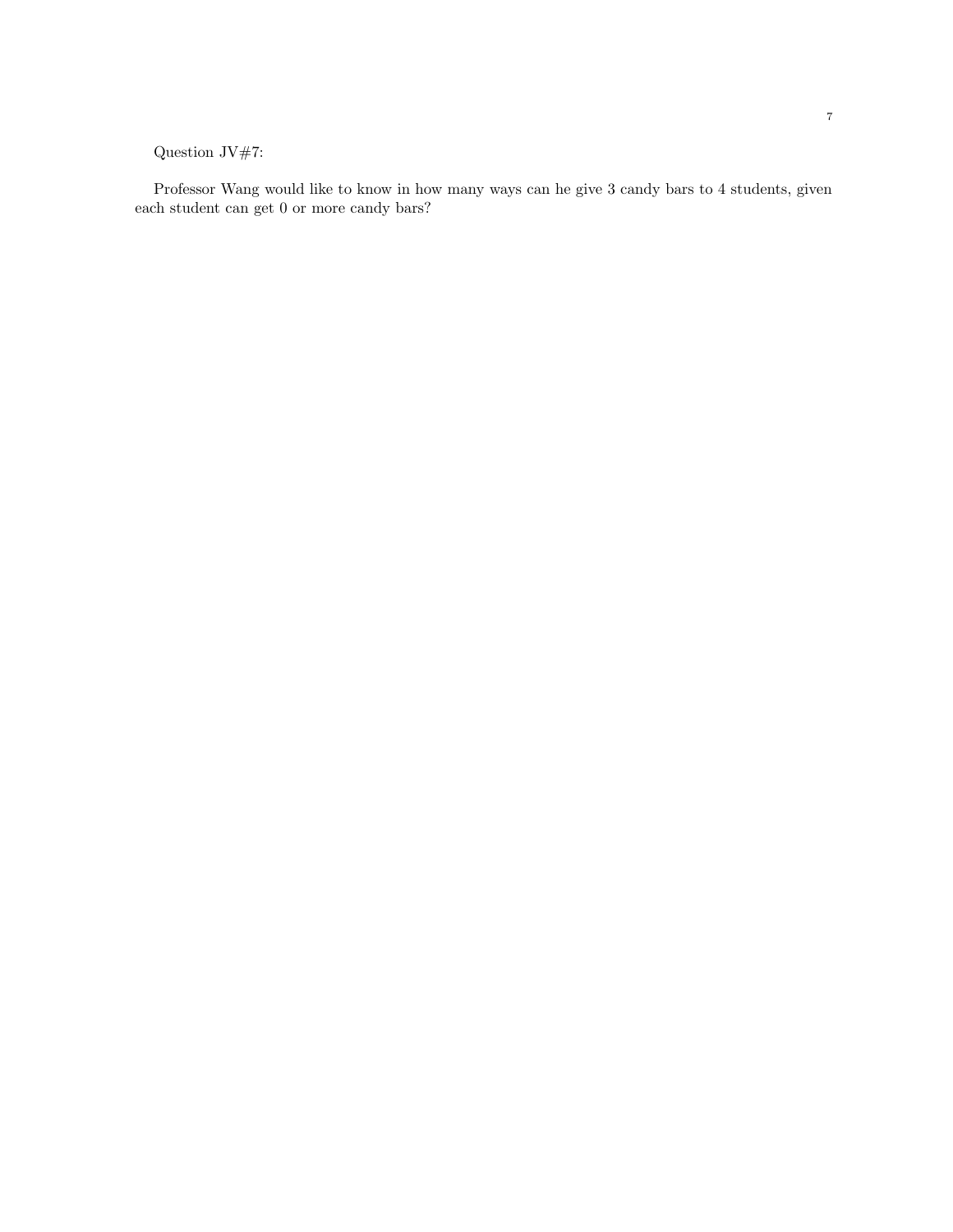Question JV#7:

Professor Wang would like to know in how many ways can he give 3 candy bars to 4 students, given each student can get 0 or more candy bars?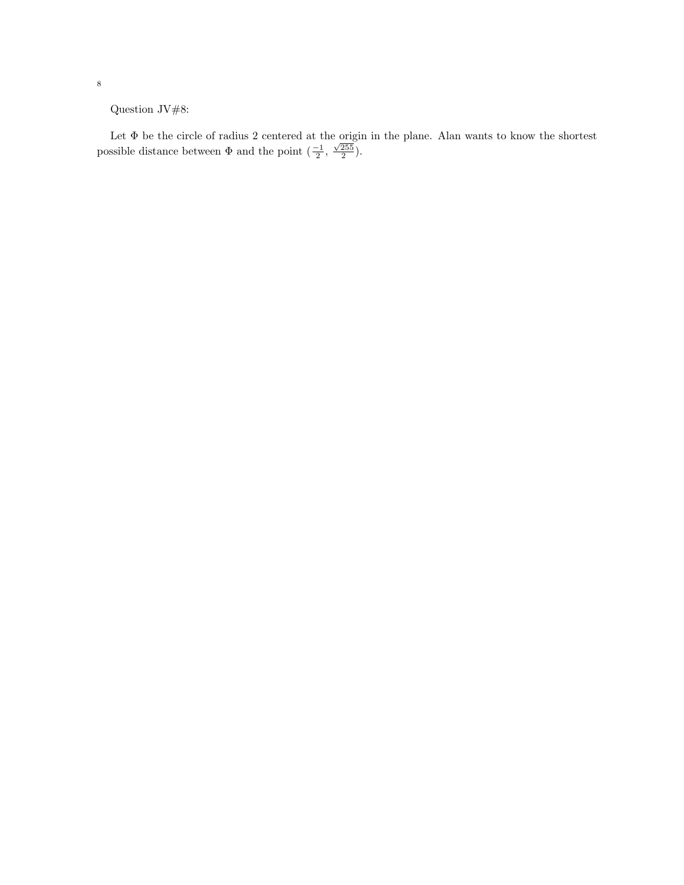Question JV#8:

Let $\Phi$ be the circle of radius 2 centered at the origin in the plane. Alan wants to know the shortest possible distance between $\Phi$ and the point $(\frac{-1}{2}, \frac{\sqrt{255}}{2})$.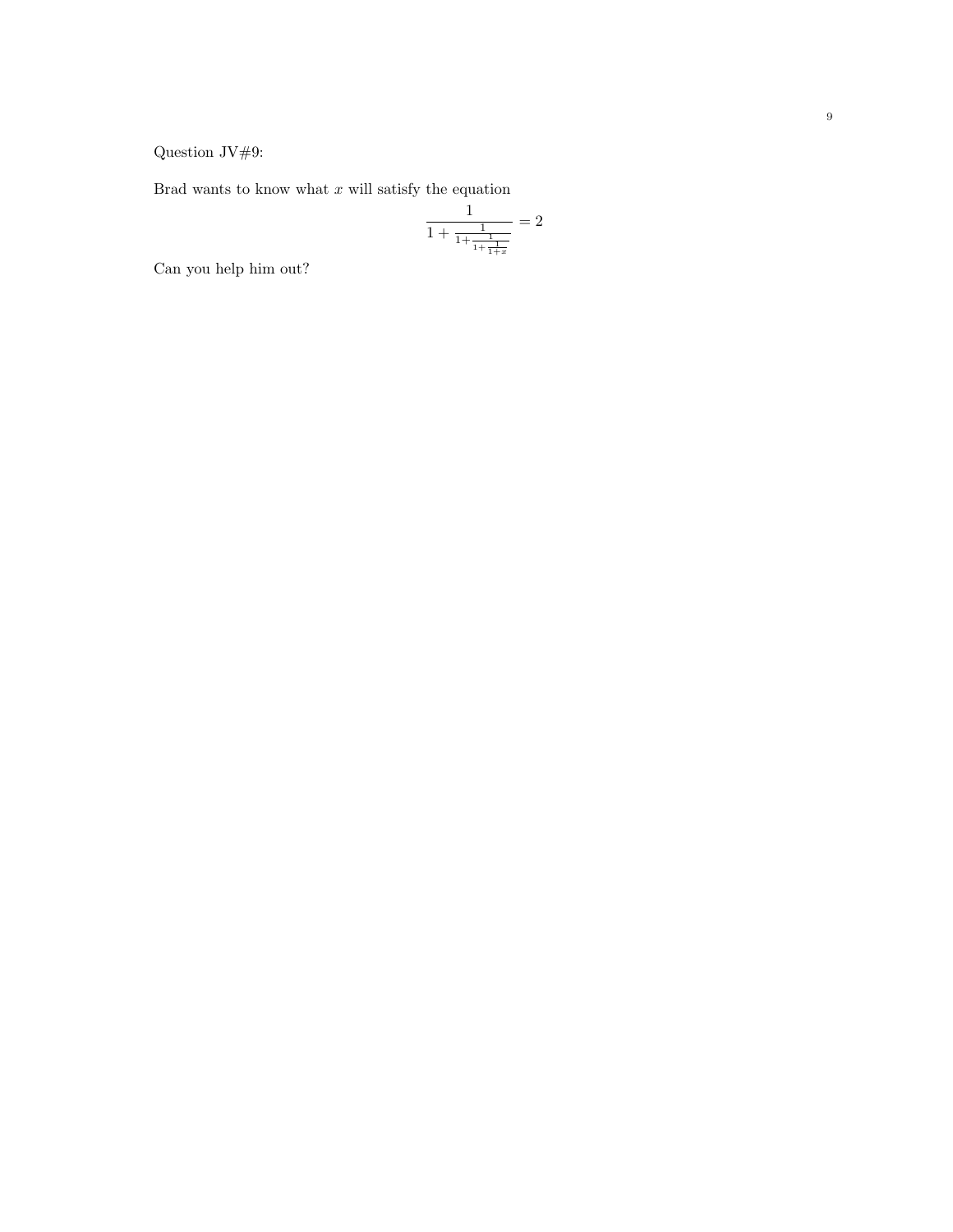Question JV#9:

Brad wants to know what $x$ will satisfy the equation

$$\frac{1}{1+\frac{1}{1+\frac{1}{1+\frac{1}{1+x}}}}=2$$

Can you help him out?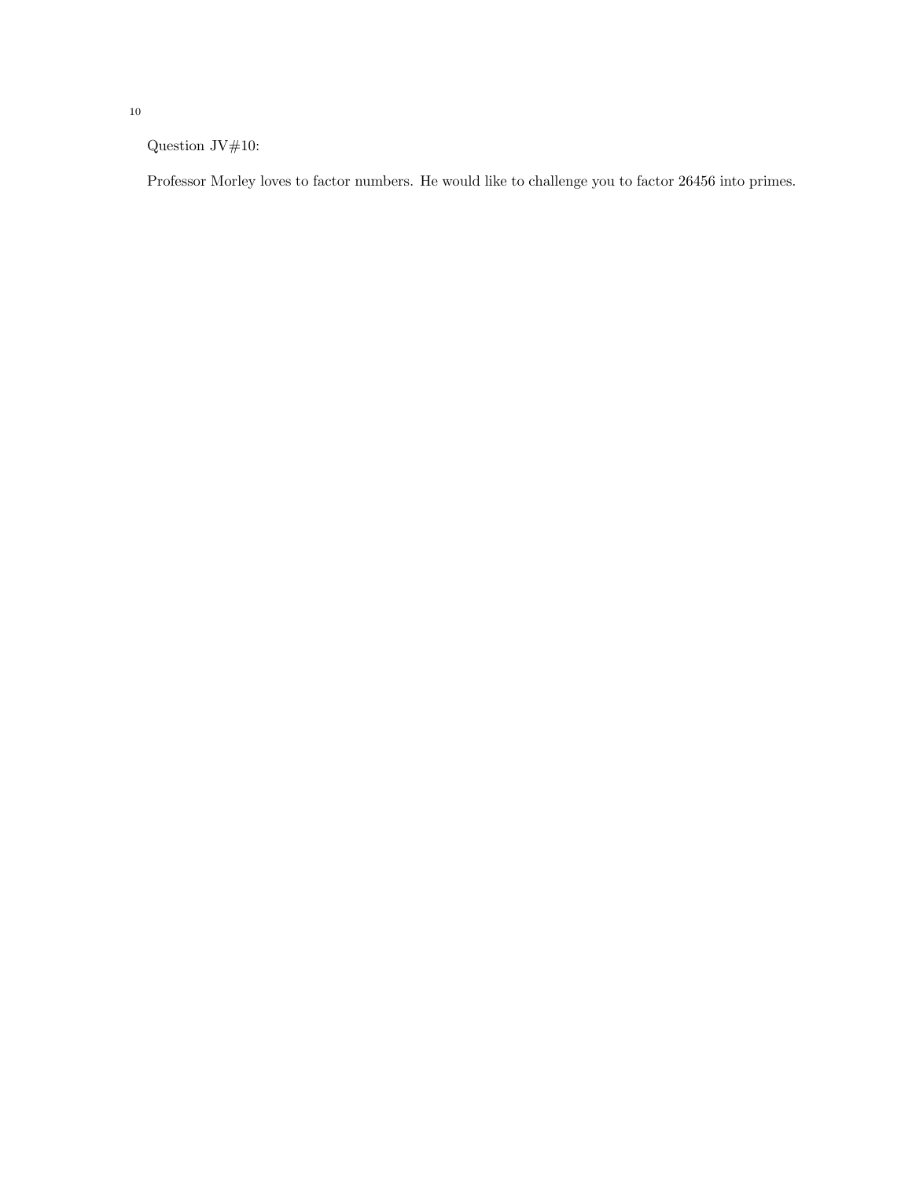Question JV#10:

Professor Morley loves to factor numbers. He would like to challenge you to factor 26456 into primes.